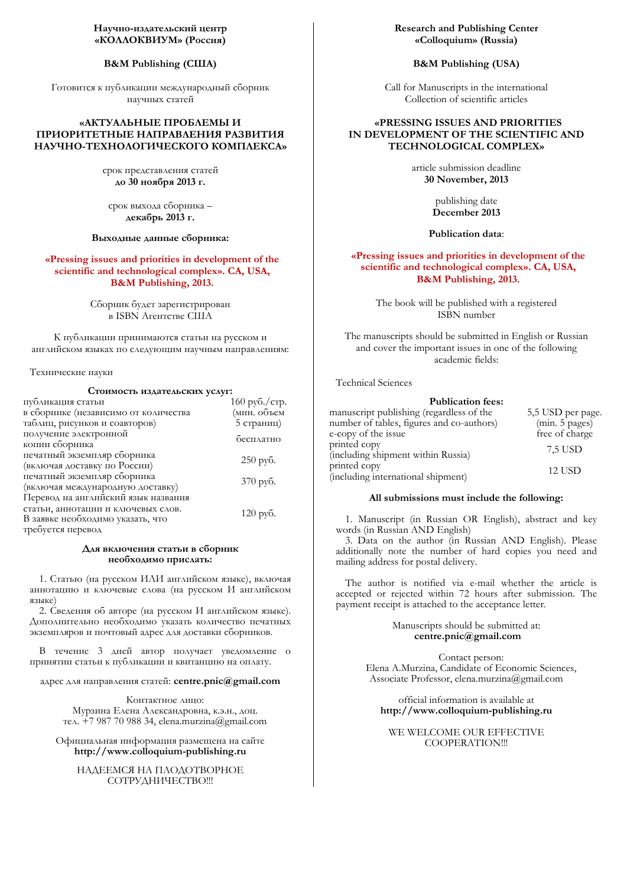**Научно-издательский центр «КОЛЛОКВИУМ» (Россия)**

**B&M Publishing (США)**

Готовится к публикации международный сборник научных статей

## «АКТУАЛЬНЫЕ ПРОБЛЕМЫ И ПРИОРИТЕТНЫЕ НАПРАВЛЕНИЯ РАЗВИТИЯ НАУЧНО-ТЕХНОЛОГИЧЕСКОГО КОМПЛЕКСА»

срок представления статей
**до 30 ноября 2013 г.**

срок выхода сборника –
**декабрь 2013 г.**

**Выходные данные сборника:**

**«Pressing issues and priorities in development of the scientific and technological complex». CA, USA, B&M Publishing, 2013.**

Сборник будет зарегистрирован в ISBN Агентстве США

К публикации принимаются статьи на русском и английском языках по следующим научным направлениям:

Технические науки

**Стоимость издательских услуг:**

| | |
|---|---|
| публикация статьи в сборнике (независимо от количества таблиц, рисунков и соавторов) | 160 руб./стр. (мин. объем 5 страниц) |
| получение электронной копии сборника | бесплатно |
| печатный экземпляр сборника (включая доставку по России) | 250 руб. |
| печатный экземпляр сборника (включая международную доставку) | 370 руб. |
| Перевод на английский язык названия статьи, аннотации и ключевых слов. В заявке необходимо указать, что требуется перевод | 120 руб. |

**Для включения статьи в сборник необходимо прислать:**

1. Статью (на русском ИЛИ английском языке), включая аннотацию и ключевые слова (на русском И английском языке)
2. Сведения об авторе (на русском И английском языке). Дополнительно необходимо указать количество печатных экземпляров и почтовый адрес для доставки сборников.

В течение 3 дней автор получает уведомление о принятии статьи к публикации и квитанцию на оплату.

адрес для направления статей: **centre.pnic@gmail.com**

Контактное лицо:
Мурзина Елена Александровна, к.э.н., доц.
тел. +7 987 70 988 34, elena.murzina@gmail.com

Официальная информация размещена на сайте
**http://www.colloquium-publishing.ru**

НАДЕЕМСЯ НА ПЛОДОТВОРНОЕ СОТРУДНИЧЕСТВО!!!

---

**Research and Publishing Center «Colloquium» (Russia)**

**B&M Publishing (USA)**

Call for Manuscripts in the international Collection of scientific articles

## «PRESSING ISSUES AND PRIORITIES IN DEVELOPMENT OF THE SCIENTIFIC AND TECHNOLOGICAL COMPLEX»

article submission deadline
**30 November, 2013**

publishing date
**December 2013**

**Publication data**:

**«Pressing issues and priorities in development of the scientific and technological complex». CA, USA, B&M Publishing, 2013.**

The book will be published with a registered ISBN number

The manuscripts should be submitted in English or Russian and cover the important issues in one of the following academic fields:

Technical Sciences

**Publication fees:**

| | |
|---|---|
| manuscript publishing (regardless of the number of tables, figures and co-authors) | 5,5 USD per page. (min. 5 pages) |
| e-copy of the issue | free of charge |
| printed copy (including shipment within Russia) | 7,5 USD |
| printed copy (including international shipment) | 12 USD |

**All submissions must include the following:**

1. Manuscript (in Russian OR English), abstract and key words (in Russian AND English)
3. Data on the author (in Russian AND English). Please additionally note the number of hard copies you need and mailing address for postal delivery.

The author is notified via e-mail whether the article is accepted or rejected within 72 hours after submission. The payment receipt is attached to the acceptance letter.

Manuscripts should be submitted at:
**centre.pnic@gmail.com**

Contact person:
Elena A.Murzina, Candidate of Economic Sciences, Associate Professor, elena.murzina@gmail.com

official information is available at
**http://www.colloquium-publishing.ru**

WE WELCOME OUR EFFECTIVE COOPERATION!!!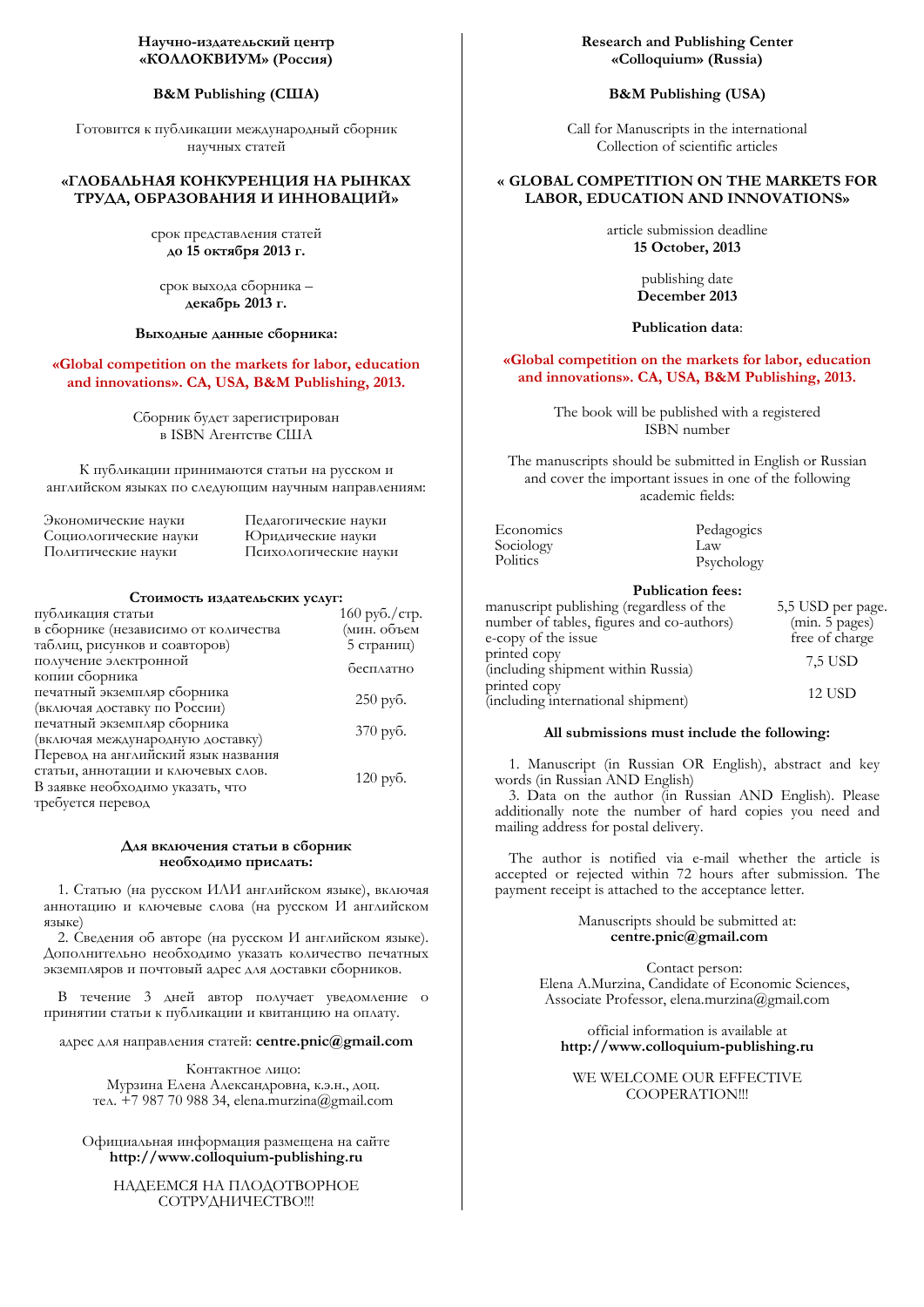**Научно-издательский центр «КОЛЛОКВИУМ» (Россия)**

**B&M Publishing (США)**

Готовится к публикации международный сборник научных статей

## «ГЛОБАЛЬНАЯ КОНКУРЕНЦИЯ НА РЫНКАХ ТРУДА, ОБРАЗОВАНИЯ И ИННОВАЦИЙ»

срок представления статей
**до 15 октября 2013 г.**

срок выхода сборника –
**декабрь 2013 г.**

**Выходные данные сборника:**

**«Global competition on the markets for labor, education and innovations». CA, USA, B&M Publishing, 2013.**

Сборник будет зарегистрирован в ISBN Агентстве США

К публикации принимаются статьи на русском и английском языках по следующим научным направлениям:

| | |
|---|---|
| Экономические науки | Педагогические науки |
| Социологические науки | Юридические науки |
| Политические науки | Психологические науки |

**Стоимость издательских услуг:**

| | |
|---|---|
| публикация статьи в сборнике (независимо от количества таблиц, рисунков и соавторов) | 160 руб./стр. (мин. объем 5 страниц) |
| получение электронной копии сборника | бесплатно |
| печатный экземпляр сборника (включая доставку по России) | 250 руб. |
| печатный экземпляр сборника (включая международную доставку) | 370 руб. |
| Перевод на английский язык названия статьи, аннотации и ключевых слов. В заявке необходимо указать, что требуется перевод | 120 руб. |

**Для включения статьи в сборник необходимо прислать:**

1. Статью (на русском ИЛИ английском языке), включая аннотацию и ключевые слова (на русском И английском языке)
2. Сведения об авторе (на русском И английском языке). Дополнительно необходимо указать количество печатных экземпляров и почтовый адрес для доставки сборников.

В течение 3 дней автор получает уведомление о принятии статьи к публикации и квитанцию на оплату.

адрес для направления статей: **centre.pnic@gmail.com**

Контактное лицо:
Мурзина Елена Александровна, к.э.н., доц.
тел. +7 987 70 988 34, elena.murzina@gmail.com

Официальная информация размещена на сайте
**http://www.colloquium-publishing.ru**

НАДЕЕМСЯ НА ПЛОДОТВОРНОЕ СОТРУДНИЧЕСТВО!!!

---

**Research and Publishing Center «Colloquium» (Russia)**

**B&M Publishing (USA)**

Call for Manuscripts in the international Collection of scientific articles

## « GLOBAL COMPETITION ON THE MARKETS FOR LABOR, EDUCATION AND INNOVATIONS»

article submission deadline
**15 October, 2013**

publishing date
**December 2013**

**Publication data**:

**«Global competition on the markets for labor, education and innovations». CA, USA, B&M Publishing, 2013.**

The book will be published with a registered ISBN number

The manuscripts should be submitted in English or Russian and cover the important issues in one of the following academic fields:

| | |
|---|---|
| Economics | Pedagogics |
| Sociology | Law |
| Politics | Psychology |

**Publication fees:**

| | |
|---|---|
| manuscript publishing (regardless of the number of tables, figures and co-authors) | 5,5 USD per page. (min. 5 pages) |
| e-copy of the issue | free of charge |
| printed copy (including shipment within Russia) | 7,5 USD |
| printed copy (including international shipment) | 12 USD |

**All submissions must include the following:**

1. Manuscript (in Russian OR English), abstract and key words (in Russian AND English)
3. Data on the author (in Russian AND English). Please additionally note the number of hard copies you need and mailing address for postal delivery.

The author is notified via e-mail whether the article is accepted or rejected within 72 hours after submission. The payment receipt is attached to the acceptance letter.

Manuscripts should be submitted at:
**centre.pnic@gmail.com**

Contact person:
Elena A.Murzina, Candidate of Economic Sciences, Associate Professor, elena.murzina@gmail.com

official information is available at
**http://www.colloquium-publishing.ru**

WE WELCOME OUR EFFECTIVE COOPERATION!!!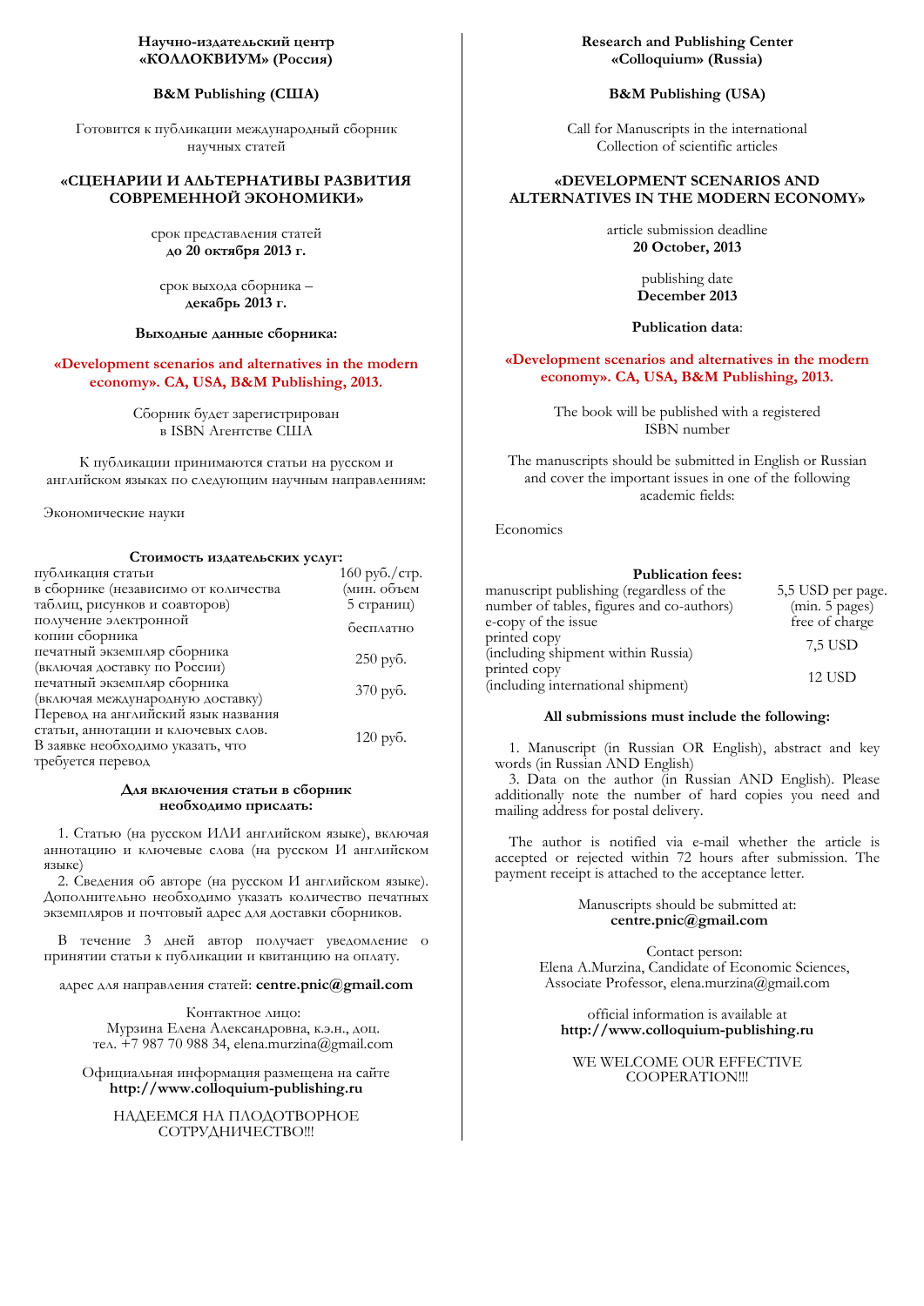**Научно-издательский центр «КОЛЛОКВИУМ» (Россия)**

**B&M Publishing (США)**

Готовится к публикации международный сборник научных статей

## «СЦЕНАРИИ И АЛЬТЕРНАТИВЫ РАЗВИТИЯ СОВРЕМЕННОЙ ЭКОНОМИКИ»

срок представления статей
**до 20 октября 2013 г.**

срок выхода сборника –
**декабрь 2013 г.**

**Выходные данные сборника:**

**«Development scenarios and alternatives in the modern economy». CA, USA, B&M Publishing, 2013.**

Сборник будет зарегистрирован в ISBN Агентстве США

К публикации принимаются статьи на русском и английском языках по следующим научным направлениям:

Экономические науки

**Стоимость издательских услуг:**

| | |
|---|---|
| публикация статьи в сборнике (независимо от количества таблиц, рисунков и соавторов) | 160 руб./стр. (мин. объем 5 страниц) |
| получение электронной копии сборника | бесплатно |
| печатный экземпляр сборника (включая доставку по России) | 250 руб. |
| печатный экземпляр сборника (включая международную доставку) | 370 руб. |
| Перевод на английский язык названия статьи, аннотации и ключевых слов. В заявке необходимо указать, что требуется перевод | 120 руб. |

**Для включения статьи в сборник необходимо прислать:**

1. Статью (на русском ИЛИ английском языке), включая аннотацию и ключевые слова (на русском И английском языке)
2. Сведения об авторе (на русском И английском языке). Дополнительно необходимо указать количество печатных экземпляров и почтовый адрес для доставки сборников.

В течение 3 дней автор получает уведомление о принятии статьи к публикации и квитанцию на оплату.

адрес для направления статей: **centre.pnic@gmail.com**

Контактное лицо:
Мурзина Елена Александровна, к.э.н., доц.
тел. +7 987 70 988 34, elena.murzina@gmail.com

Официальная информация размещена на сайте
**http://www.colloquium-publishing.ru**

НАДЕЕМСЯ НА ПЛОДОТВОРНОЕ СОТРУДНИЧЕСТВО!!!

---

**Research and Publishing Center «Colloquium» (Russia)**

**B&M Publishing (USA)**

Call for Manuscripts in the international Collection of scientific articles

## «DEVELOPMENT SCENARIOS AND ALTERNATIVES IN THE MODERN ECONOMY»

article submission deadline
**20 October, 2013**

publishing date
**December 2013**

**Publication data**:

**«Development scenarios and alternatives in the modern economy». CA, USA, B&M Publishing, 2013.**

The book will be published with a registered ISBN number

The manuscripts should be submitted in English or Russian and cover the important issues in one of the following academic fields:

Economics

**Publication fees:**

| | |
|---|---|
| manuscript publishing (regardless of the number of tables, figures and co-authors) | 5,5 USD per page. (min. 5 pages) |
| e-copy of the issue | free of charge |
| printed copy (including shipment within Russia) | 7,5 USD |
| printed copy (including international shipment) | 12 USD |

**All submissions must include the following:**

1. Manuscript (in Russian OR English), abstract and key words (in Russian AND English)
3. Data on the author (in Russian AND English). Please additionally note the number of hard copies you need and mailing address for postal delivery.

The author is notified via e-mail whether the article is accepted or rejected within 72 hours after submission. The payment receipt is attached to the acceptance letter.

Manuscripts should be submitted at:
**centre.pnic@gmail.com**

Contact person:
Elena A.Murzina, Candidate of Economic Sciences, Associate Professor, elena.murzina@gmail.com

official information is available at
**http://www.colloquium-publishing.ru**

WE WELCOME OUR EFFECTIVE COOPERATION!!!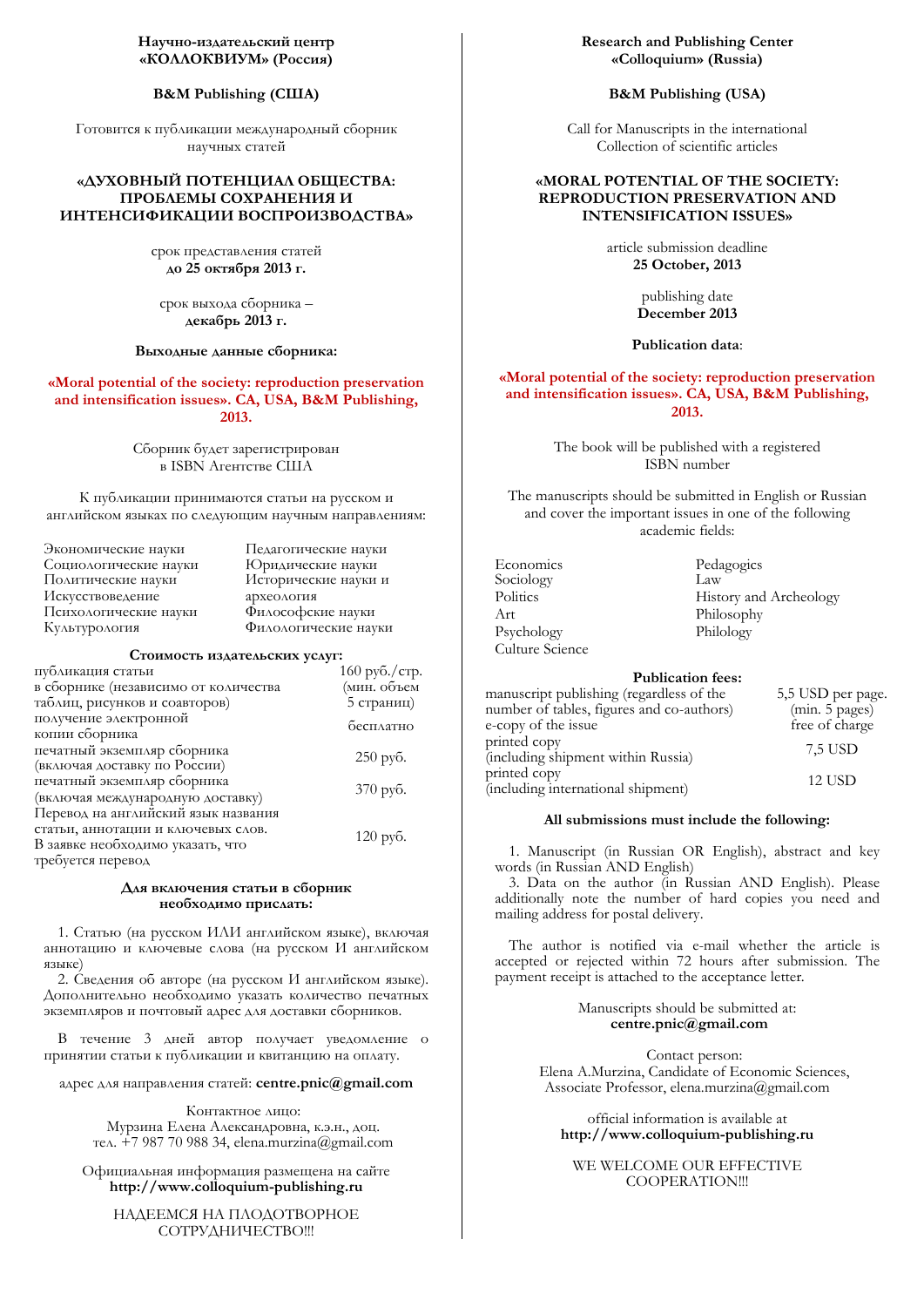**Научно-издательский центр «КОЛЛОКВИУМ» (Россия)**

**B&M Publishing (США)**

Готовится к публикации международный сборник научных статей

**«ДУХОВНЫЙ ПОТЕНЦИАЛ ОБЩЕСТВА: ПРОБЛЕМЫ СОХРАНЕНИЯ И ИНТЕНСИФИКАЦИИ ВОСПРОИЗВОДСТВА»**

срок представления статей
**до 25 октября 2013 г.**

срок выхода сборника –
**декабрь 2013 г.**

**Выходные данные сборника:**

**«Moral potential of the society: reproduction preservation and intensification issues». CA, USA, B&M Publishing, 2013.**

Сборник будет зарегистрирован в ISBN Агентстве США

К публикации принимаются статьи на русском и английском языках по следующим научным направлениям:

| | |
|---|---|
| Экономические науки | Педагогические науки |
| Социологические науки | Юридические науки |
| Политические науки | Исторические науки и археология |
| Искусствоведение | Философские науки |
| Психологические науки | Филологические науки |
| Культурология | |

**Стоимость издательских услуг:**

| | |
|---|---|
| публикация статьи в сборнике (независимо от количества таблиц, рисунков и соавторов) | 160 руб./стр. (мин. объем 5 страниц) |
| получение электронной копии сборника | бесплатно |
| печатный экземпляр сборника (включая доставку по России) | 250 руб. |
| печатный экземпляр сборника (включая международную доставку) | 370 руб. |
| Перевод на английский язык названия статьи, аннотации и ключевых слов. В заявке необходимо указать, что требуется перевод | 120 руб. |

**Для включения статьи в сборник необходимо прислать:**

1. Статью (на русском ИЛИ английском языке), включая аннотацию и ключевые слова (на русском И английском языке)
2. Сведения об авторе (на русском И английском языке). Дополнительно необходимо указать количество печатных экземпляров и почтовый адрес для доставки сборников.

В течение 3 дней автор получает уведомление о принятии статьи к публикации и квитанцию на оплату.

адрес для направления статей: **centre.pnic@gmail.com**

Контактное лицо:
Мурзина Елена Александровна, к.э.н., доц.
тел. +7 987 70 988 34, elena.murzina@gmail.com

Официальная информация размещена на сайте
**http://www.colloquium-publishing.ru**

НАДЕЕМСЯ НА ПЛОДОТВОРНОЕ СОТРУДНИЧЕСТВО!!!

---

**Research and Publishing Center «Colloquium» (Russia)**

**B&M Publishing (USA)**

Call for Manuscripts in the international Collection of scientific articles

**«MORAL POTENTIAL OF THE SOCIETY: REPRODUCTION PRESERVATION AND INTENSIFICATION ISSUES»**

article submission deadline
**25 October, 2013**

publishing date
**December 2013**

**Publication data**:

**«Moral potential of the society: reproduction preservation and intensification issues». CA, USA, B&M Publishing, 2013.**

The book will be published with a registered ISBN number

The manuscripts should be submitted in English or Russian and cover the important issues in one of the following academic fields:

| | |
|---|---|
| Economics | Pedagogics |
| Sociology | Law |
| Politics | History and Archeology |
| Art | Philosophy |
| Psychology | Philology |
| Culture Science | |

**Publication fees:**

| | |
|---|---|
| manuscript publishing (regardless of the number of tables, figures and co-authors) | 5,5 USD per page. (min. 5 pages) |
| e-copy of the issue | free of charge |
| printed copy (including shipment within Russia) | 7,5 USD |
| printed copy (including international shipment) | 12 USD |

**All submissions must include the following:**

1. Manuscript (in Russian OR English), abstract and key words (in Russian AND English)
3. Data on the author (in Russian AND English). Please additionally note the number of hard copies you need and mailing address for postal delivery.

The author is notified via e-mail whether the article is accepted or rejected within 72 hours after submission. The payment receipt is attached to the acceptance letter.

Manuscripts should be submitted at:
**centre.pnic@gmail.com**

Contact person:
Elena A.Murzina, Candidate of Economic Sciences, Associate Professor, elena.murzina@gmail.com

official information is available at
**http://www.colloquium-publishing.ru**

WE WELCOME OUR EFFECTIVE COOPERATION!!!